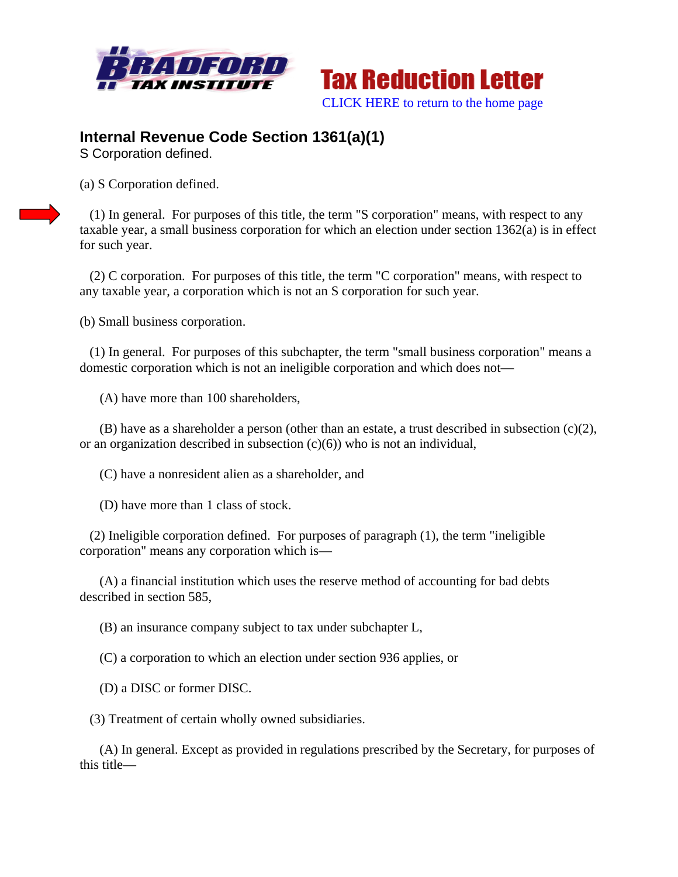Bradford Tax Institute

# Tax Reduction Letter

CLICK HERE to return to the home page

## Internal Revenue Code Section 1361(a)(1)

S Corporation defined.

(a) S Corporation defined.

(1) In general. For purposes of this title, the term "S corporation" means, with respect to any taxable year, a small business corporation for which an election under section 1362(a) is in effect for such year.

(2) C corporation. For purposes of this title, the term "C corporation" means, with respect to any taxable year, a corporation which is not an S corporation for such year.

(b) Small business corporation.

(1) In general. For purposes of this subchapter, the term "small business corporation" means a domestic corporation which is not an ineligible corporation and which does not—

(A) have more than 100 shareholders,

(B) have as a shareholder a person (other than an estate, a trust described in subsection (c)(2), or an organization described in subsection (c)(6)) who is not an individual,

(C) have a nonresident alien as a shareholder, and

(D) have more than 1 class of stock.

(2) Ineligible corporation defined. For purposes of paragraph (1), the term "ineligible corporation" means any corporation which is—

(A) a financial institution which uses the reserve method of accounting for bad debts described in section 585,

(B) an insurance company subject to tax under subchapter L,

(C) a corporation to which an election under section 936 applies, or

(D) a DISC or former DISC.

(3) Treatment of certain wholly owned subsidiaries.

(A) In general. Except as provided in regulations prescribed by the Secretary, for purposes of this title—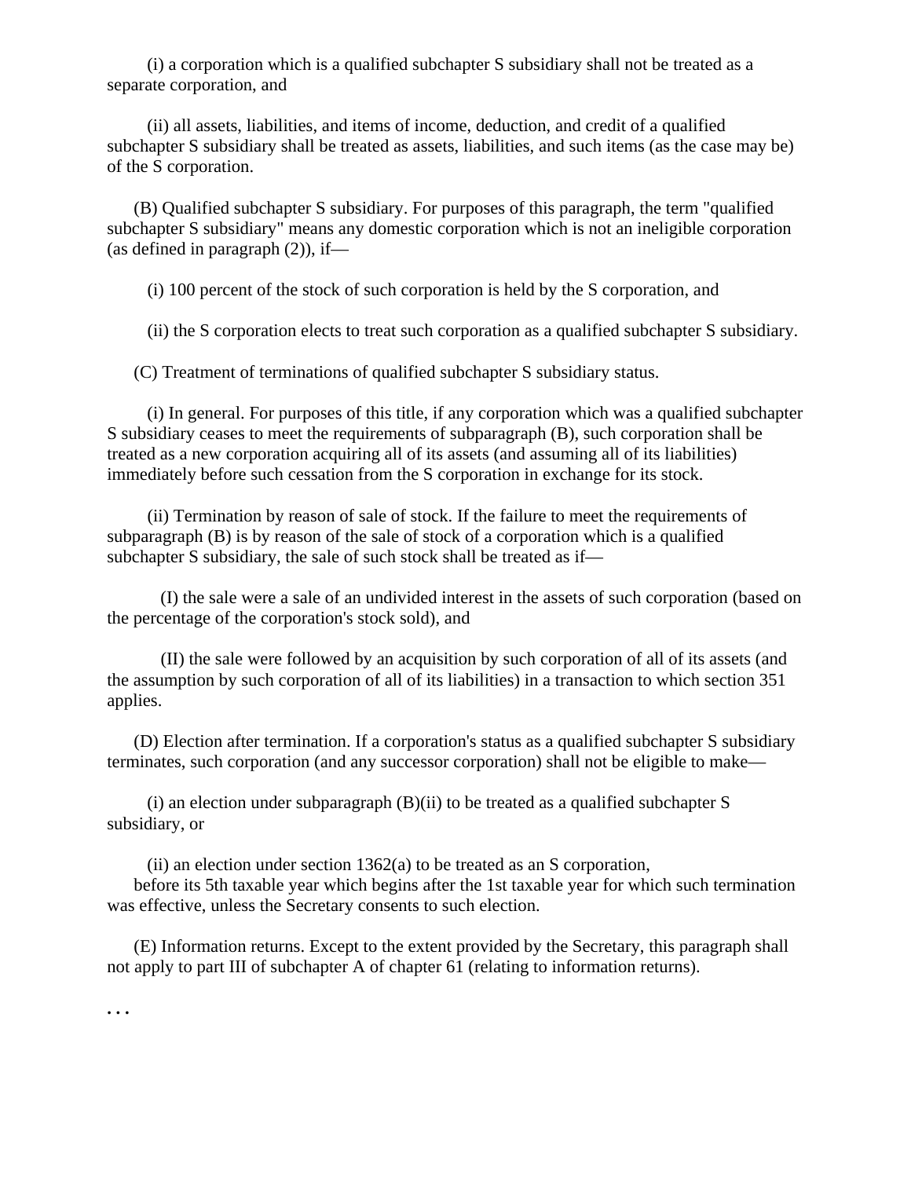(i) a corporation which is a qualified subchapter S subsidiary shall not be treated as a separate corporation, and

(ii) all assets, liabilities, and items of income, deduction, and credit of a qualified subchapter S subsidiary shall be treated as assets, liabilities, and such items (as the case may be) of the S corporation.

(B) Qualified subchapter S subsidiary. For purposes of this paragraph, the term "qualified subchapter S subsidiary" means any domestic corporation which is not an ineligible corporation (as defined in paragraph (2)), if—

(i) 100 percent of the stock of such corporation is held by the S corporation, and

(ii) the S corporation elects to treat such corporation as a qualified subchapter S subsidiary.

(C) Treatment of terminations of qualified subchapter S subsidiary status.

(i) In general. For purposes of this title, if any corporation which was a qualified subchapter S subsidiary ceases to meet the requirements of subparagraph (B), such corporation shall be treated as a new corporation acquiring all of its assets (and assuming all of its liabilities) immediately before such cessation from the S corporation in exchange for its stock.

(ii) Termination by reason of sale of stock. If the failure to meet the requirements of subparagraph (B) is by reason of the sale of stock of a corporation which is a qualified subchapter S subsidiary, the sale of such stock shall be treated as if—

(I) the sale were a sale of an undivided interest in the assets of such corporation (based on the percentage of the corporation's stock sold), and

(II) the sale were followed by an acquisition by such corporation of all of its assets (and the assumption by such corporation of all of its liabilities) in a transaction to which section 351 applies.

(D) Election after termination. If a corporation's status as a qualified subchapter S subsidiary terminates, such corporation (and any successor corporation) shall not be eligible to make—

(i) an election under subparagraph (B)(ii) to be treated as a qualified subchapter S subsidiary, or

(ii) an election under section 1362(a) to be treated as an S corporation,

before its 5th taxable year which begins after the 1st taxable year for which such termination was effective, unless the Secretary consents to such election.

(E) Information returns. Except to the extent provided by the Secretary, this paragraph shall not apply to part III of subchapter A of chapter 61 (relating to information returns).

. . .